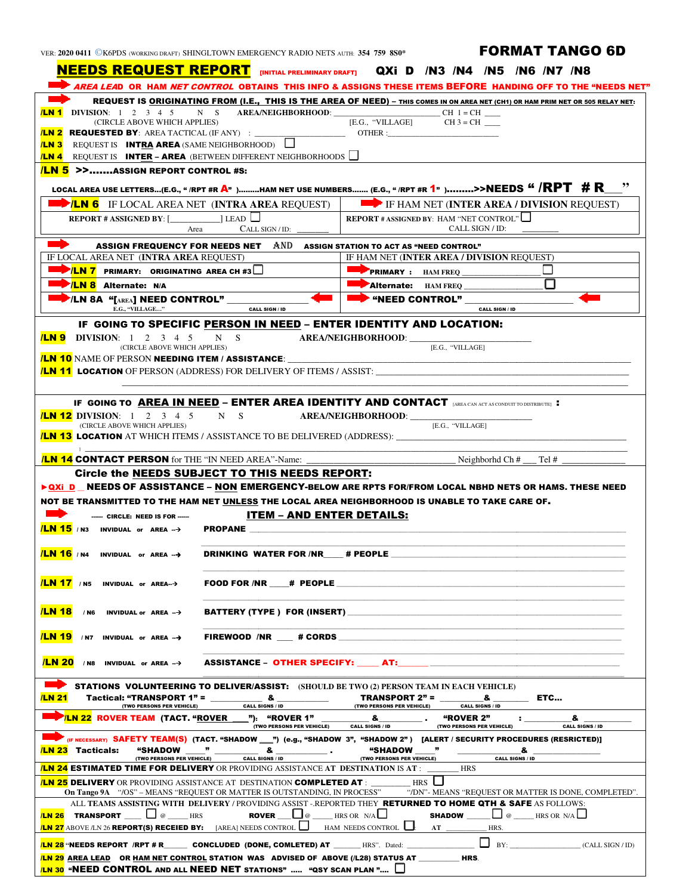VER: 2020 0411 ©K6PDS (WORKING DRAFT) SHINGLTOWN EMERGENCY RADIO NETS AUTH: 354 759 8S0*

# FORMAT TANGO 6D

## NEEDS REQUEST REPORT [INITIAL PRELIMINARY DRAFT] QXi D /N3 /N4 /N5 /N6 /N7 /N8

**AREA LEAD OR HAM NET CONTROL OBTAINS THIS INFO & ASSIGNS THESE ITEMS BEFORE HANDING OFF TO THE "NEEDS NET"**

**REQUEST IS ORIGINATING FROM (I.E., THIS IS THE AREA OF NEED)** – THIS COMES IN ON AREA NET (CH1) OR HAM PRIM NET OR 505 RELAY NET:

**/LN 1** DIVISION: 1 2 3 4 5 N S (CIRCLE ABOVE WHICH APPLIES) AREA/NEIGHBORHOOD: ______________ [E.G., "VILLAGE] CH 1 = CH ____ CH 3 = CH ____

**/LN 2** **REQUESTED BY**: AREA TACTICAL (IF ANY) : ______________ OTHER :______________

**/LN 3** REQUEST IS **INTRA AREA** (SAME NEIGHBORHOOD) ☐

**/LN 4** REQUEST IS **INTER – AREA** (BETWEEN DIFFERENT NEIGHBORHOODS ☐

**/LN 5 >>.......ASSIGN REPORT CONTROL #S:**

LOCAL AREA USE LETTERS...(E.G., " /RPT #R A" ).........HAM NET USE NUMBERS....... (E.G., " /RPT #R 1" ).........>>NEEDS " /RPT # R___"

| /LN 6 IF LOCAL AREA NET (INTRA AREA REQUEST) | IF HAM NET (INTER AREA / DIVISION REQUEST) |
|---|---|
| REPORT # ASSIGNED BY: [__________] LEAD ☐ Area CALL SIGN / ID: ________ | REPORT # ASSIGNED BY: HAM "NET CONTROL" ☐ CALL SIGN / ID: ________ |

**ASSIGN FREQUENCY FOR NEEDS NET AND ASSIGN STATION TO ACT AS "NEED CONTROL"**

| IF LOCAL AREA NET (INTRA AREA REQUEST) | IF HAM NET (INTER AREA / DIVISION REQUEST) |
|---|---|
| /LN 7 PRIMARY: ORIGINATING AREA CH #3 ☐ | PRIMARY : HAM FREQ __________ ☐ |
| /LN 8 Alternate: N/A | Alternate: HAM FREQ __________ ☐ |
| /LN 8A "[AREA] NEED CONTROL" __________ (E.G., "VILLAGE..." CALL SIGN / ID) | "NEED CONTROL" __________ (CALL SIGN / ID) |

**IF GOING TO SPECIFIC PERSON IN NEED – ENTER IDENTITY AND LOCATION:**

**/LN 9** DIVISION: 1 2 3 4 5 N S (CIRCLE ABOVE WHICH APPLIES) AREA/NEIGHBORHOOD: ______________ [E.G., "VILLAGE]

**/LN 10** NAME OF PERSON **NEEDING ITEM / ASSISTANCE**: ______________

**/LN 11** **LOCATION** OF PERSON (ADDRESS) FOR DELIVERY OF ITEMS / ASSIST: ______________

**IF GOING TO AREA IN NEED – ENTER AREA IDENTITY AND CONTACT** [AREA CAN ACT AS CONDUIT TO DISTRIBUTE] **:**

**/LN 12** DIVISION: 1 2 3 4 5 N S (CIRCLE ABOVE WHICH APPLIES) AREA/NEIGHBORHOOD: ______________ [E.G., "VILLAGE]

**/LN 13** **LOCATION** AT WHICH ITEMS / ASSISTANCE TO BE DELIVERED (ADDRESS): ______________

**/LN 14** **CONTACT PERSON** for THE "IN NEED AREA"-Name: ______________ Neighborhd Ch # ___ Tel # ________

### Circle the NEEDS SUBJECT TO THIS NEEDS REPORT:

▶**QXi D** **NEEDS OF ASSISTANCE – NON EMERGENCY-BELOW ARE RPTS FOR/FROM LOCAL NBHD NETS OR HAMS. THESE NEED NOT BE TRANSMITTED TO THE HAM NET UNLESS THE LOCAL AREA NEIGHBORHOOD IS UNABLE TO TAKE CARE OF.**

------ CIRCLE: NEED IS FOR ------ **ITEM – AND ENTER DETAILS:**

**/LN 15** /N3 INVIDUAL or AREA --> **PROPANE** ______________

**/LN 16** /N4 INVIDUAL or AREA --> **DRINKING WATER FOR /NR____ # PEOPLE** ______________

**/LN 17** /N5 INVIDUAL or AREA--> **FOOD FOR /NR ____# PEOPLE** ______________

**/LN 18** /N6 INVIDUAL or AREA --> **BATTERY (TYPE ) FOR (INSERT)** ______________

**/LN 19** /N7 INVIDUAL or AREA --> **FIREWOOD /NR ___ # CORDS** ______________

**/LN 20** /N8 INVIDUAL or AREA --> **ASSISTANCE – OTHER SPECIFY: ____ AT:______** ______________

**STATIONS VOLUNTEERING TO DELIVER/ASSIST:** (SHOULD BE TWO (2) PERSON TEAM IN EACH VEHICLE)

**/LN 21** **Tactical: "TRANSPORT 1" =** ________ & ________ (TWO PERSONS PER VEHICLE) CALL SIGNS / ID **TRANSPORT 2" =** ________ & ________ (TWO PERSONS PER VEHICLE) CALL SIGNS / ID **ETC...**

**/LN 22** **ROVER TEAM (TACT. "ROVER ___"): "ROVER 1"** ________ & ________ (TWO PERSONS PER VEHICLE) CALL SIGNS / ID . **"ROVER 2"** : ________ & ________ (TWO PERSONS PER VEHICLE) CALL SIGNS / ID

(IF NECESSARY) **SAFETY TEAM(S) (TACT. "SHADOW ___") (e.g., "SHADOW 3", "SHADOW 2" ) [ALERT / SECURITY PROCEDURES (RESRICTED)]**

**/LN 23** **Tacticals: "SHADOW ___"** ________ & ________ (TWO PERSONS PER VEHICLE) CALL SIGNS / ID . **"SHADOW ___"** ________ & ________ (TWO PERSONS PER VEHICLE) CALL SIGNS / ID

**/LN 24 ESTIMATED TIME FOR DELIVERY** OR PROVIDING ASSISTANCE AT DESTINATION IS AT : ________ HRS

**/LN 25 DELIVERY** OR PROVIDING ASSISTANCE AT DESTINATION **COMPLETED AT** : ________ HRS ☐

On Tango 9A "/OS" – MEANS "REQUEST OR MATTER IS OUTSTANDING, IN PROCESS" "/DN"- MEANS "REQUEST OR MATTER IS DONE, COMPLETED".

ALL TEAMS ASSISTING WITH DELIVERY / PROVIDING ASSIST -.REPORTED THEY **RETURNED TO HOME QTH & SAFE** AS FOLLOWS:

**/LN 26** **TRANSPORT** ____ ☐ @ _____ HRS **ROVER** ___ ☐ @ _____ HRS OR N/A ☐ **SHADOW** _____ ☐ @ _____ HRS OR N/A ☐

**/LN 27** ABOVE /LN 26 **REPORT(S) RECEIED BY:** [AREA] NEEDS CONTROL ☐ HAM NEEDS CONTROL ☐ AT ________ HRS.

**/LN 28** **"NEEDS REPORT /RPT # R_____ CONCLUDED (DONE, COMLETED) AT** ______ HRS". Dated: ____________ ☐ BY: ____________ (CALL SIGN / ID)

**/LN 29** **AREA LEAD OR HAM NET CONTROL STATION WAS ADVISED OF ABOVE (/L28) STATUS AT** ________ **HRS.**

**/LN 30** **"NEED CONTROL AND ALL NEED NET STATIONS" ..... "QSY SCAN PLAN "....** ☐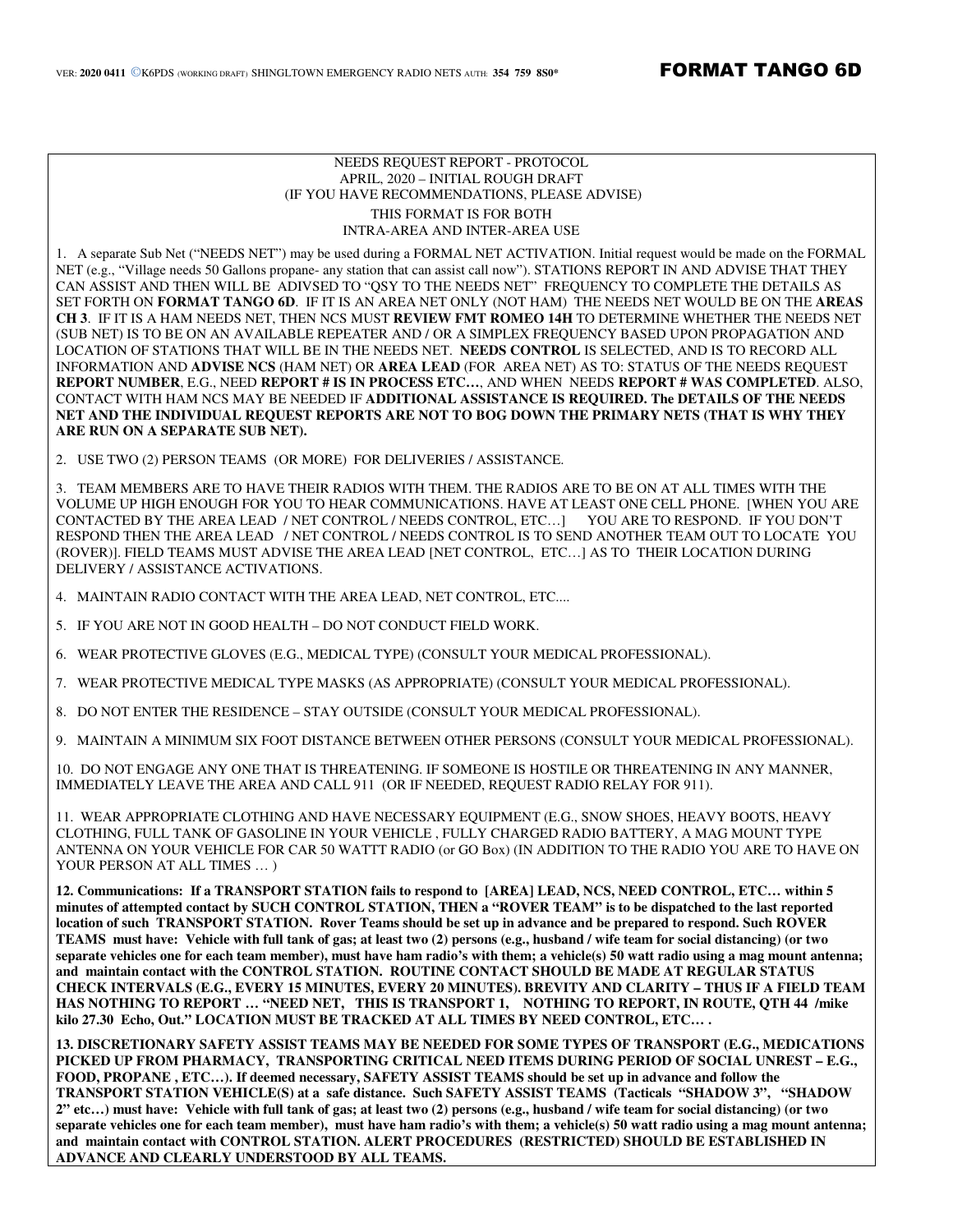NEEDS REQUEST REPORT - PROTOCOL
APRIL, 2020 – INITIAL ROUGH DRAFT
(IF YOU HAVE RECOMMENDATIONS, PLEASE ADVISE)
THIS FORMAT IS FOR BOTH
INTRA-AREA AND INTER-AREA USE

1. A separate Sub Net ("NEEDS NET") may be used during a FORMAL NET ACTIVATION. Initial request would be made on the FORMAL NET (e.g., "Village needs 50 Gallons propane- any station that can assist call now"). STATIONS REPORT IN AND ADVISE THAT THEY CAN ASSIST AND THEN WILL BE ADIVSED TO "QSY TO THE NEEDS NET" FREQUENCY TO COMPLETE THE DETAILS AS SET FORTH ON **FORMAT TANGO 6D**. IF IT IS AN AREA NET ONLY (NOT HAM) THE NEEDS NET WOULD BE ON THE **AREAS CH 3**. IF IT IS A HAM NEEDS NET, THEN NCS MUST **REVIEW FMT ROMEO 14H** TO DETERMINE WHETHER THE NEEDS NET (SUB NET) IS TO BE ON AN AVAILABLE REPEATER AND / OR A SIMPLEX FREQUENCY BASED UPON PROPAGATION AND LOCATION OF STATIONS THAT WILL BE IN THE NEEDS NET. **NEEDS CONTROL** IS SELECTED, AND IS TO RECORD ALL INFORMATION AND **ADVISE NCS** (HAM NET) OR **AREA LEAD** (FOR AREA NET) AS TO: STATUS OF THE NEEDS REQUEST **REPORT NUMBER**, E.G., NEED **REPORT # IS IN PROCESS ETC…**, AND WHEN NEEDS **REPORT # WAS COMPLETED**. ALSO, CONTACT WITH HAM NCS MAY BE NEEDED IF **ADDITIONAL ASSISTANCE IS REQUIRED. The DETAILS OF THE NEEDS NET AND THE INDIVIDUAL REQUEST REPORTS ARE NOT TO BOG DOWN THE PRIMARY NETS (THAT IS WHY THEY ARE RUN ON A SEPARATE SUB NET).**

2. USE TWO (2) PERSON TEAMS (OR MORE) FOR DELIVERIES / ASSISTANCE.

3. TEAM MEMBERS ARE TO HAVE THEIR RADIOS WITH THEM. THE RADIOS ARE TO BE ON AT ALL TIMES WITH THE VOLUME UP HIGH ENOUGH FOR YOU TO HEAR COMMUNICATIONS. HAVE AT LEAST ONE CELL PHONE. [WHEN YOU ARE CONTACTED BY THE AREA LEAD / NET CONTROL / NEEDS CONTROL, ETC…] YOU ARE TO RESPOND. IF YOU DON'T RESPOND THEN THE AREA LEAD / NET CONTROL / NEEDS CONTROL IS TO SEND ANOTHER TEAM OUT TO LOCATE YOU (ROVER)]. FIELD TEAMS MUST ADVISE THE AREA LEAD [NET CONTROL, ETC…] AS TO THEIR LOCATION DURING DELIVERY / ASSISTANCE ACTIVATIONS.

4. MAINTAIN RADIO CONTACT WITH THE AREA LEAD, NET CONTROL, ETC....

5. IF YOU ARE NOT IN GOOD HEALTH – DO NOT CONDUCT FIELD WORK.

6. WEAR PROTECTIVE GLOVES (E.G., MEDICAL TYPE) (CONSULT YOUR MEDICAL PROFESSIONAL).

7. WEAR PROTECTIVE MEDICAL TYPE MASKS (AS APPROPRIATE) (CONSULT YOUR MEDICAL PROFESSIONAL).

8. DO NOT ENTER THE RESIDENCE – STAY OUTSIDE (CONSULT YOUR MEDICAL PROFESSIONAL).

9. MAINTAIN A MINIMUM SIX FOOT DISTANCE BETWEEN OTHER PERSONS (CONSULT YOUR MEDICAL PROFESSIONAL).

10. DO NOT ENGAGE ANY ONE THAT IS THREATENING. IF SOMEONE IS HOSTILE OR THREATENING IN ANY MANNER, IMMEDIATELY LEAVE THE AREA AND CALL 911 (OR IF NEEDED, REQUEST RADIO RELAY FOR 911).

11. WEAR APPROPRIATE CLOTHING AND HAVE NECESSARY EQUIPMENT (E.G., SNOW SHOES, HEAVY BOOTS, HEAVY CLOTHING, FULL TANK OF GASOLINE IN YOUR VEHICLE , FULLY CHARGED RADIO BATTERY, A MAG MOUNT TYPE ANTENNA ON YOUR VEHICLE FOR CAR 50 WATTT RADIO (or GO Box) (IN ADDITION TO THE RADIO YOU ARE TO HAVE ON YOUR PERSON AT ALL TIMES … )

**12. Communications: If a TRANSPORT STATION fails to respond to [AREA] LEAD, NCS, NEED CONTROL, ETC… within 5 minutes of attempted contact by SUCH CONTROL STATION, THEN a "ROVER TEAM" is to be dispatched to the last reported location of such TRANSPORT STATION. Rover Teams should be set up in advance and be prepared to respond. Such ROVER TEAMS must have: Vehicle with full tank of gas; at least two (2) persons (e.g., husband / wife team for social distancing) (or two separate vehicles one for each team member), must have ham radio's with them; a vehicle(s) 50 watt radio using a mag mount antenna; and maintain contact with the CONTROL STATION. ROUTINE CONTACT SHOULD BE MADE AT REGULAR STATUS CHECK INTERVALS (E.G., EVERY 15 MINUTES, EVERY 20 MINUTES). BREVITY AND CLARITY – THUS IF A FIELD TEAM HAS NOTHING TO REPORT … "NEED NET, THIS IS TRANSPORT 1, NOTHING TO REPORT, IN ROUTE, QTH 44 /mike kilo 27.30 Echo, Out." LOCATION MUST BE TRACKED AT ALL TIMES BY NEED CONTROL, ETC… .**

**13. DISCRETIONARY SAFETY ASSIST TEAMS MAY BE NEEDED FOR SOME TYPES OF TRANSPORT (E.G., MEDICATIONS PICKED UP FROM PHARMACY, TRANSPORTING CRITICAL NEED ITEMS DURING PERIOD OF SOCIAL UNREST – E.G., FOOD, PROPANE , ETC…). If deemed necessary, SAFETY ASSIST TEAMS should be set up in advance and follow the TRANSPORT STATION VEHICLE(S) at a safe distance. Such SAFETY ASSIST TEAMS (Tacticals "SHADOW 3", "SHADOW 2" etc…) must have: Vehicle with full tank of gas; at least two (2) persons (e.g., husband / wife team for social distancing) (or two separate vehicles one for each team member), must have ham radio's with them; a vehicle(s) 50 watt radio using a mag mount antenna; and maintain contact with CONTROL STATION. ALERT PROCEDURES (RESTRICTED) SHOULD BE ESTABLISHED IN ADVANCE AND CLEARLY UNDERSTOOD BY ALL TEAMS.**